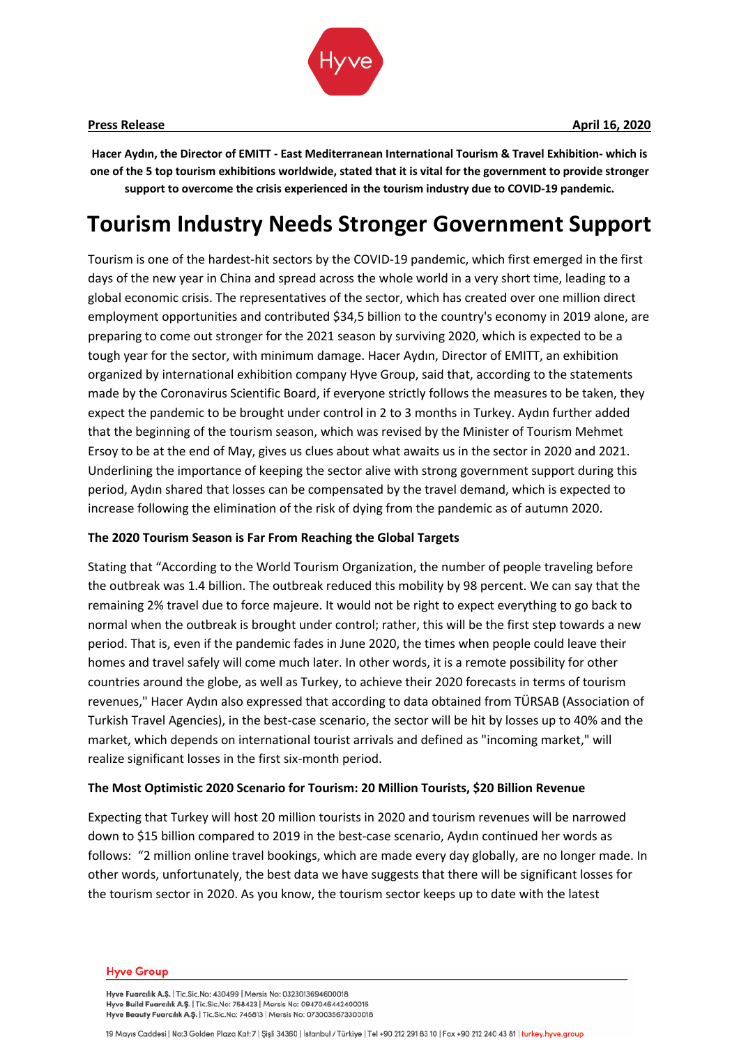**Press Release** **April 16, 2020**

**Hacer Aydın, the Director of EMITT - East Mediterranean International Tourism & Travel Exhibition- which is one of the 5 top tourism exhibitions worldwide, stated that it is vital for the government to provide stronger support to overcome the crisis experienced in the tourism industry due to COVID-19 pandemic.**

# Tourism Industry Needs Stronger Government Support

Tourism is one of the hardest-hit sectors by the COVID-19 pandemic, which first emerged in the first days of the new year in China and spread across the whole world in a very short time, leading to a global economic crisis. The representatives of the sector, which has created over one million direct employment opportunities and contributed $34,5 billion to the country's economy in 2019 alone, are preparing to come out stronger for the 2021 season by surviving 2020, which is expected to be a tough year for the sector, with minimum damage. Hacer Aydın, Director of EMITT, an exhibition organized by international exhibition company Hyve Group, said that, according to the statements made by the Coronavirus Scientific Board, if everyone strictly follows the measures to be taken, they expect the pandemic to be brought under control in 2 to 3 months in Turkey. Aydın further added that the beginning of the tourism season, which was revised by the Minister of Tourism Mehmet Ersoy to be at the end of May, gives us clues about what awaits us in the sector in 2020 and 2021. Underlining the importance of keeping the sector alive with strong government support during this period, Aydın shared that losses can be compensated by the travel demand, which is expected to increase following the elimination of the risk of dying from the pandemic as of autumn 2020.

**The 2020 Tourism Season is Far From Reaching the Global Targets**

Stating that "According to the World Tourism Organization, the number of people traveling before the outbreak was 1.4 billion. The outbreak reduced this mobility by 98 percent. We can say that the remaining 2% travel due to force majeure. It would not be right to expect everything to go back to normal when the outbreak is brought under control; rather, this will be the first step towards a new period. That is, even if the pandemic fades in June 2020, the times when people could leave their homes and travel safely will come much later. In other words, it is a remote possibility for other countries around the globe, as well as Turkey, to achieve their 2020 forecasts in terms of tourism revenues," Hacer Aydın also expressed that according to data obtained from TÜRSAB (Association of Turkish Travel Agencies), in the best-case scenario, the sector will be hit by losses up to 40% and the market, which depends on international tourist arrivals and defined as "incoming market," will realize significant losses in the first six-month period.

**The Most Optimistic 2020 Scenario for Tourism: 20 Million Tourists, $20 Billion Revenue**

Expecting that Turkey will host 20 million tourists in 2020 and tourism revenues will be narrowed down to $15 billion compared to 2019 in the best-case scenario, Aydın continued her words as follows: "2 million online travel bookings, which are made every day globally, are no longer made. In other words, unfortunately, the best data we have suggests that there will be significant losses for the tourism sector in 2020. As you know, the tourism sector keeps up to date with the latest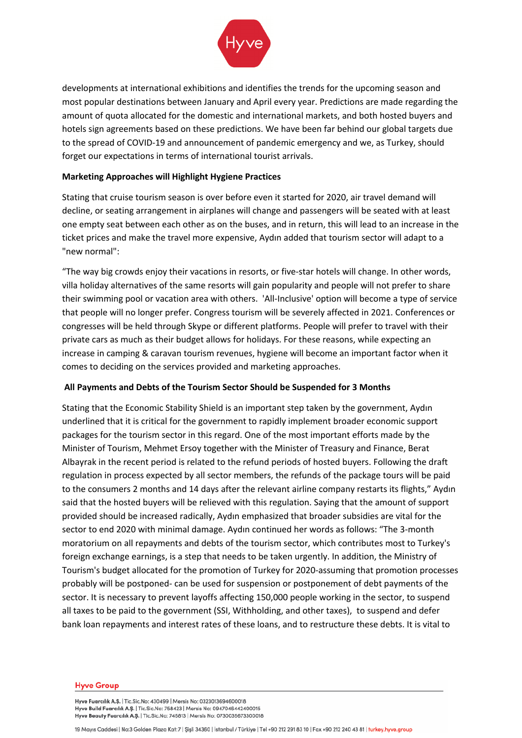developments at international exhibitions and identifies the trends for the upcoming season and most popular destinations between January and April every year. Predictions are made regarding the amount of quota allocated for the domestic and international markets, and both hosted buyers and hotels sign agreements based on these predictions. We have been far behind our global targets due to the spread of COVID-19 and announcement of pandemic emergency and we, as Turkey, should forget our expectations in terms of international tourist arrivals.

**Marketing Approaches will Highlight Hygiene Practices**

Stating that cruise tourism season is over before even it started for 2020, air travel demand will decline, or seating arrangement in airplanes will change and passengers will be seated with at least one empty seat between each other as on the buses, and in return, this will lead to an increase in the ticket prices and make the travel more expensive, Aydın added that tourism sector will adapt to a "new normal":

"The way big crowds enjoy their vacations in resorts, or five-star hotels will change. In other words, villa holiday alternatives of the same resorts will gain popularity and people will not prefer to share their swimming pool or vacation area with others. 'All-Inclusive' option will become a type of service that people will no longer prefer. Congress tourism will be severely affected in 2021. Conferences or congresses will be held through Skype or different platforms. People will prefer to travel with their private cars as much as their budget allows for holidays. For these reasons, while expecting an increase in camping & caravan tourism revenues, hygiene will become an important factor when it comes to deciding on the services provided and marketing approaches.

**All Payments and Debts of the Tourism Sector Should be Suspended for 3 Months**

Stating that the Economic Stability Shield is an important step taken by the government, Aydın underlined that it is critical for the government to rapidly implement broader economic support packages for the tourism sector in this regard. One of the most important efforts made by the Minister of Tourism, Mehmet Ersoy together with the Minister of Treasury and Finance, Berat Albayrak in the recent period is related to the refund periods of hosted buyers. Following the draft regulation in process expected by all sector members, the refunds of the package tours will be paid to the consumers 2 months and 14 days after the relevant airline company restarts its flights," Aydın said that the hosted buyers will be relieved with this regulation. Saying that the amount of support provided should be increased radically, Aydın emphasized that broader subsidies are vital for the sector to end 2020 with minimal damage. Aydın continued her words as follows: "The 3-month moratorium on all repayments and debts of the tourism sector, which contributes most to Turkey's foreign exchange earnings, is a step that needs to be taken urgently. In addition, the Ministry of Tourism's budget allocated for the promotion of Turkey for 2020-assuming that promotion processes probably will be postponed- can be used for suspension or postponement of debt payments of the sector. It is necessary to prevent layoffs affecting 150,000 people working in the sector, to suspend all taxes to be paid to the government (SSI, Withholding, and other taxes), to suspend and defer bank loan repayments and interest rates of these loans, and to restructure these debts. It is vital to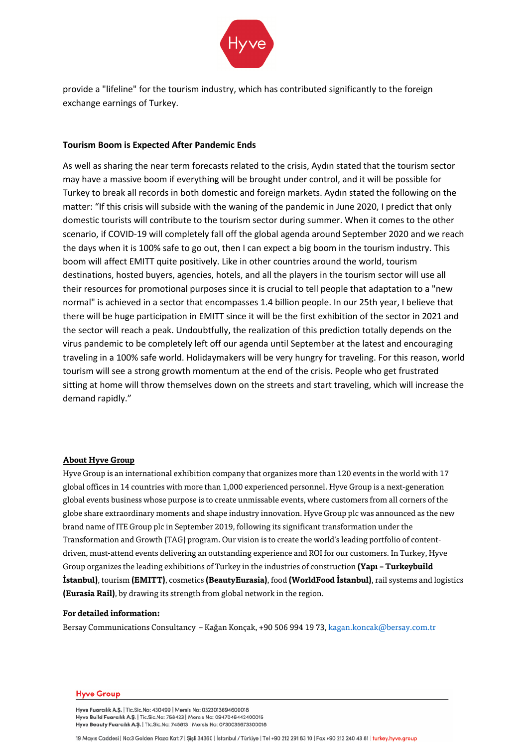provide a "lifeline" for the tourism industry, which has contributed significantly to the foreign exchange earnings of Turkey.

**Tourism Boom is Expected After Pandemic Ends**

As well as sharing the near term forecasts related to the crisis, Aydın stated that the tourism sector may have a massive boom if everything will be brought under control, and it will be possible for Turkey to break all records in both domestic and foreign markets. Aydın stated the following on the matter: "If this crisis will subside with the waning of the pandemic in June 2020, I predict that only domestic tourists will contribute to the tourism sector during summer. When it comes to the other scenario, if COVID-19 will completely fall off the global agenda around September 2020 and we reach the days when it is 100% safe to go out, then I can expect a big boom in the tourism industry. This boom will affect EMITT quite positively. Like in other countries around the world, tourism destinations, hosted buyers, agencies, hotels, and all the players in the tourism sector will use all their resources for promotional purposes since it is crucial to tell people that adaptation to a "new normal" is achieved in a sector that encompasses 1.4 billion people. In our 25th year, I believe that there will be huge participation in EMITT since it will be the first exhibition of the sector in 2021 and the sector will reach a peak. Undoubtfully, the realization of this prediction totally depends on the virus pandemic to be completely left off our agenda until September at the latest and encouraging traveling in a 100% safe world. Holidaymakers will be very hungry for traveling. For this reason, world tourism will see a strong growth momentum at the end of the crisis. People who get frustrated sitting at home will throw themselves down on the streets and start traveling, which will increase the demand rapidly."

**About Hyve Group**

Hyve Group is an international exhibition company that organizes more than 120 events in the world with 17 global offices in 14 countries with more than 1,000 experienced personnel. Hyve Group is a next-generation global events business whose purpose is to create unmissable events, where customers from all corners of the globe share extraordinary moments and shape industry innovation. Hyve Group plc was announced as the new brand name of ITE Group plc in September 2019, following its significant transformation under the Transformation and Growth (TAG) program. Our vision is to create the world's leading portfolio of content-driven, must-attend events delivering an outstanding experience and ROI for our customers. In Turkey, Hyve Group organizes the leading exhibitions of Turkey in the industries of construction **(Yapı – Turkeybuild İstanbul)**, tourism **(EMITT)**, cosmetics **(BeautyEurasia)**, food **(WorldFood İstanbul)**, rail systems and logistics **(Eurasia Rail)**, by drawing its strength from global network in the region.

**For detailed information:**

Bersay Communications Consultancy – Kağan Konçak, +90 506 994 19 73, kagan.koncak@bersay.com.tr